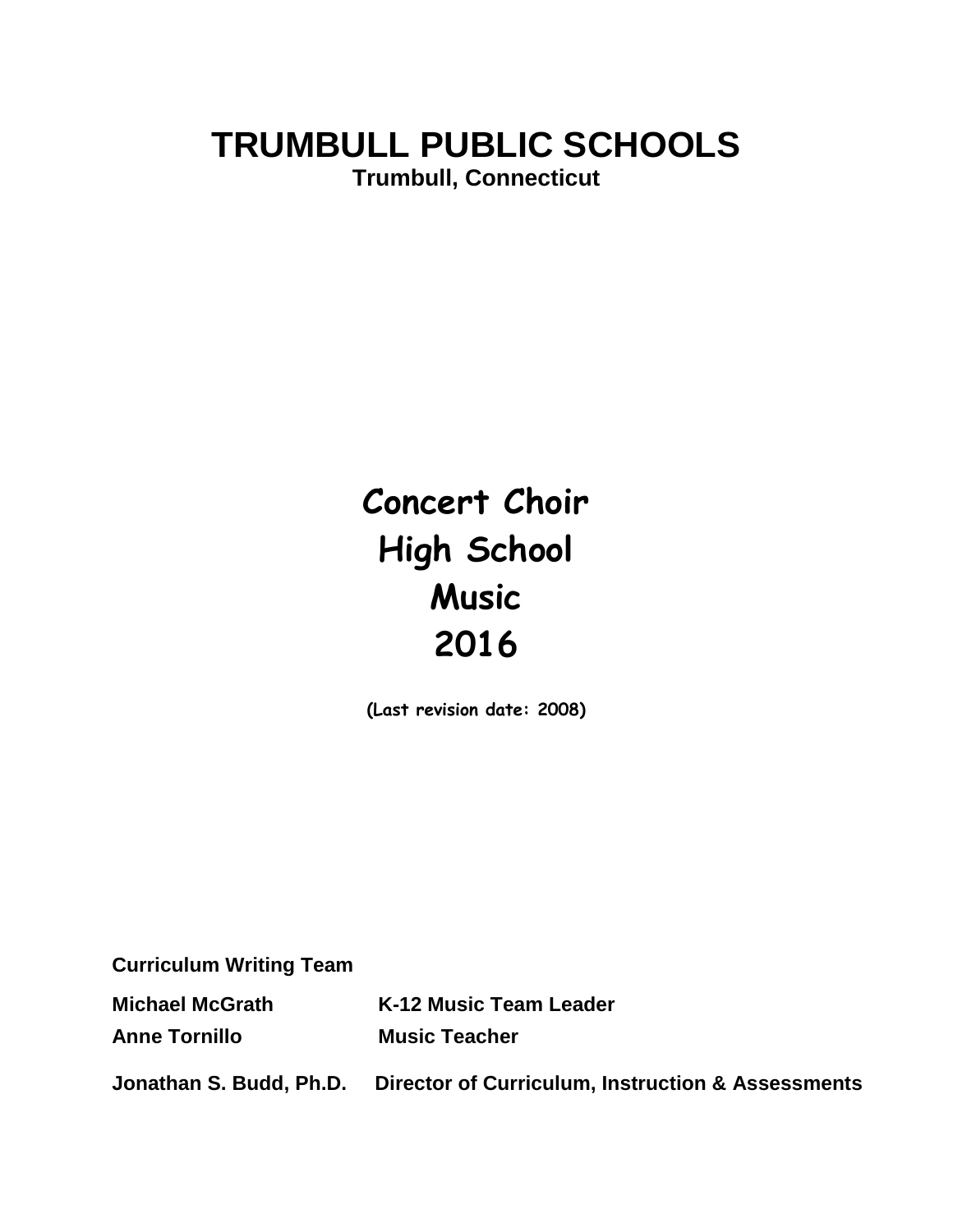# TRUMBULL PUBLIC SCHOOLS

**Trumbull, Connecticut**

# Concert Choir
# High School
# Music
# 2016

**(Last revision date: 2008)**

**Curriculum Writing Team**

| | |
|---|---|
| **Michael McGrath** | **K-12 Music Team Leader** |
| **Anne Tornillo** | **Music Teacher** |
| **Jonathan S. Budd, Ph.D.** | **Director of Curriculum, Instruction & Assessments** |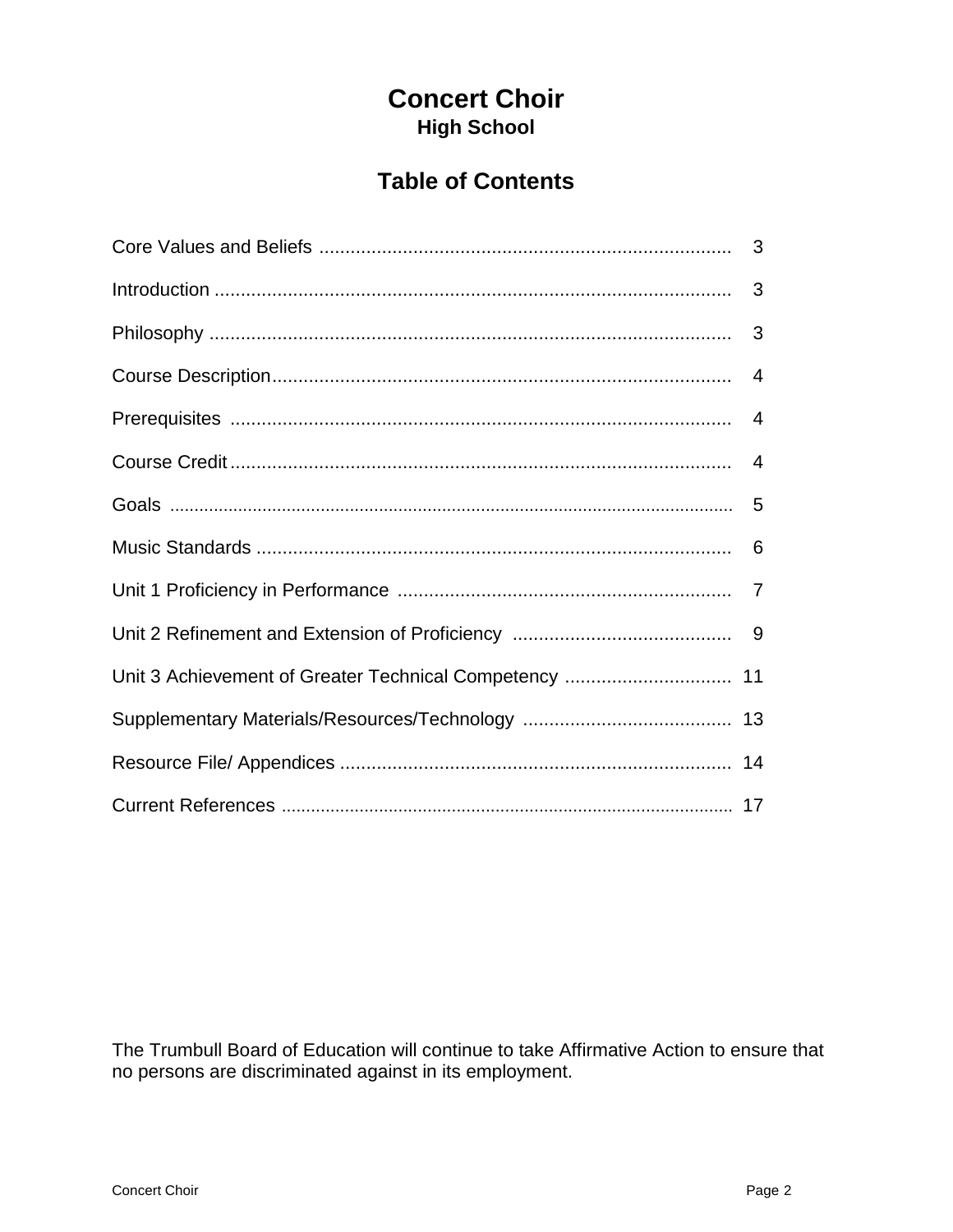# Concert Choir

## High School

## Table of Contents

| | |
|---|---|
| Core Values and Beliefs | 3 |
| Introduction | 3 |
| Philosophy | 3 |
| Course Description | 4 |
| Prerequisites | 4 |
| Course Credit | 4 |
| Goals | 5 |
| Music Standards | 6 |
| Unit 1 Proficiency in Performance | 7 |
| Unit 2 Refinement and Extension of Proficiency | 9 |
| Unit 3 Achievement of Greater Technical Competency | 11 |
| Supplementary Materials/Resources/Technology | 13 |
| Resource File/ Appendices | 14 |
| Current References | 17 |

The Trumbull Board of Education will continue to take Affirmative Action to ensure that no persons are discriminated against in its employment.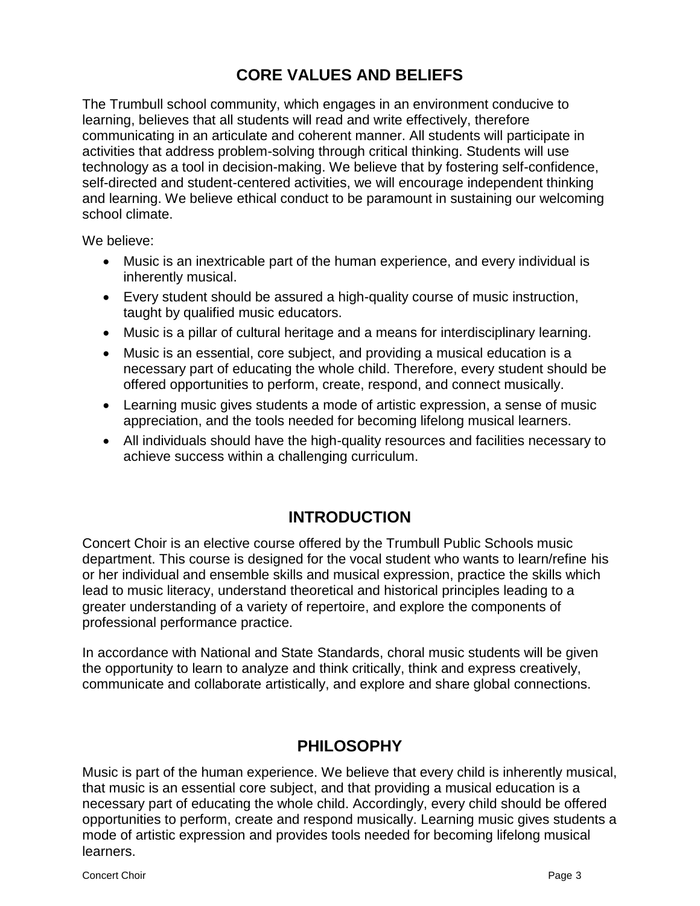## CORE VALUES AND BELIEFS

The Trumbull school community, which engages in an environment conducive to learning, believes that all students will read and write effectively, therefore communicating in an articulate and coherent manner. All students will participate in activities that address problem-solving through critical thinking. Students will use technology as a tool in decision-making. We believe that by fostering self-confidence, self-directed and student-centered activities, we will encourage independent thinking and learning. We believe ethical conduct to be paramount in sustaining our welcoming school climate.

We believe:

- Music is an inextricable part of the human experience, and every individual is inherently musical.
- Every student should be assured a high-quality course of music instruction, taught by qualified music educators.
- Music is a pillar of cultural heritage and a means for interdisciplinary learning.
- Music is an essential, core subject, and providing a musical education is a necessary part of educating the whole child. Therefore, every student should be offered opportunities to perform, create, respond, and connect musically.
- Learning music gives students a mode of artistic expression, a sense of music appreciation, and the tools needed for becoming lifelong musical learners.
- All individuals should have the high-quality resources and facilities necessary to achieve success within a challenging curriculum.

## INTRODUCTION

Concert Choir is an elective course offered by the Trumbull Public Schools music department. This course is designed for the vocal student who wants to learn/refine his or her individual and ensemble skills and musical expression, practice the skills which lead to music literacy, understand theoretical and historical principles leading to a greater understanding of a variety of repertoire, and explore the components of professional performance practice.

In accordance with National and State Standards, choral music students will be given the opportunity to learn to analyze and think critically, think and express creatively, communicate and collaborate artistically, and explore and share global connections.

## PHILOSOPHY

Music is part of the human experience. We believe that every child is inherently musical, that music is an essential core subject, and that providing a musical education is a necessary part of educating the whole child. Accordingly, every child should be offered opportunities to perform, create and respond musically. Learning music gives students a mode of artistic expression and provides tools needed for becoming lifelong musical learners.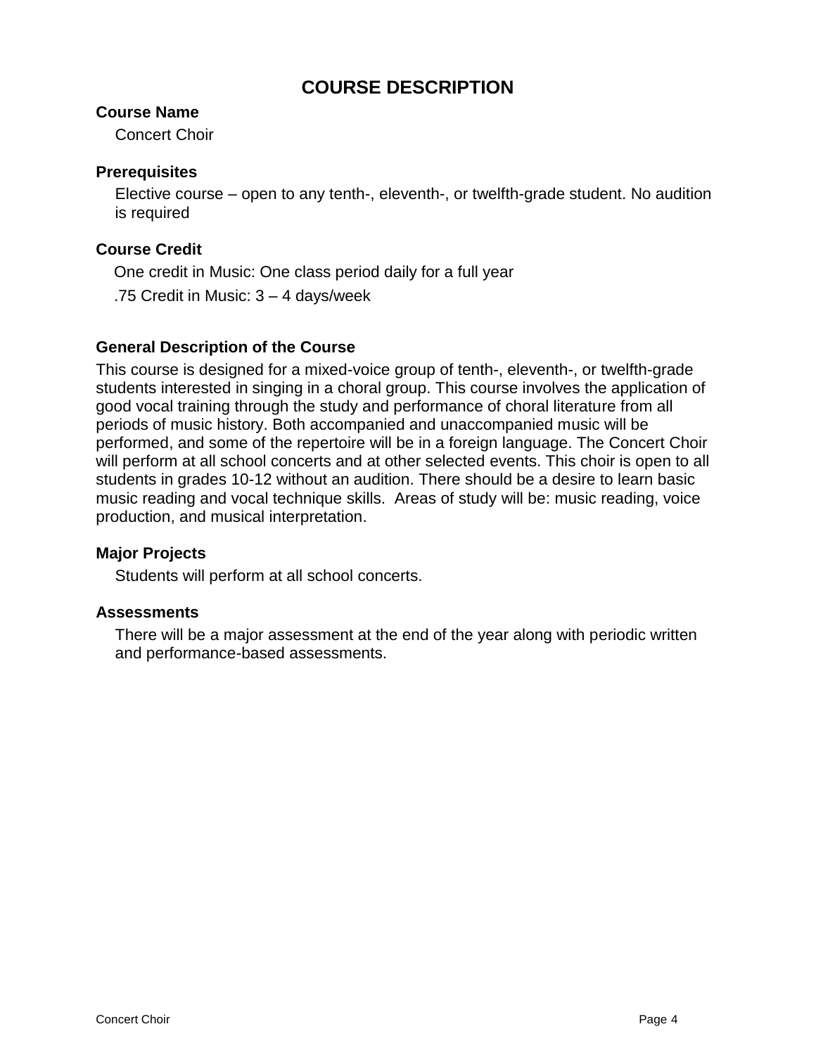# COURSE DESCRIPTION

### Course Name

Concert Choir

### Prerequisites

Elective course – open to any tenth-, eleventh-, or twelfth-grade student. No audition is required

### Course Credit

One credit in Music: One class period daily for a full year

.75 Credit in Music: 3 – 4 days/week

### General Description of the Course

This course is designed for a mixed-voice group of tenth-, eleventh-, or twelfth-grade students interested in singing in a choral group. This course involves the application of good vocal training through the study and performance of choral literature from all periods of music history. Both accompanied and unaccompanied music will be performed, and some of the repertoire will be in a foreign language. The Concert Choir will perform at all school concerts and at other selected events. This choir is open to all students in grades 10-12 without an audition. There should be a desire to learn basic music reading and vocal technique skills. Areas of study will be: music reading, voice production, and musical interpretation.

### Major Projects

Students will perform at all school concerts.

### Assessments

There will be a major assessment at the end of the year along with periodic written and performance-based assessments.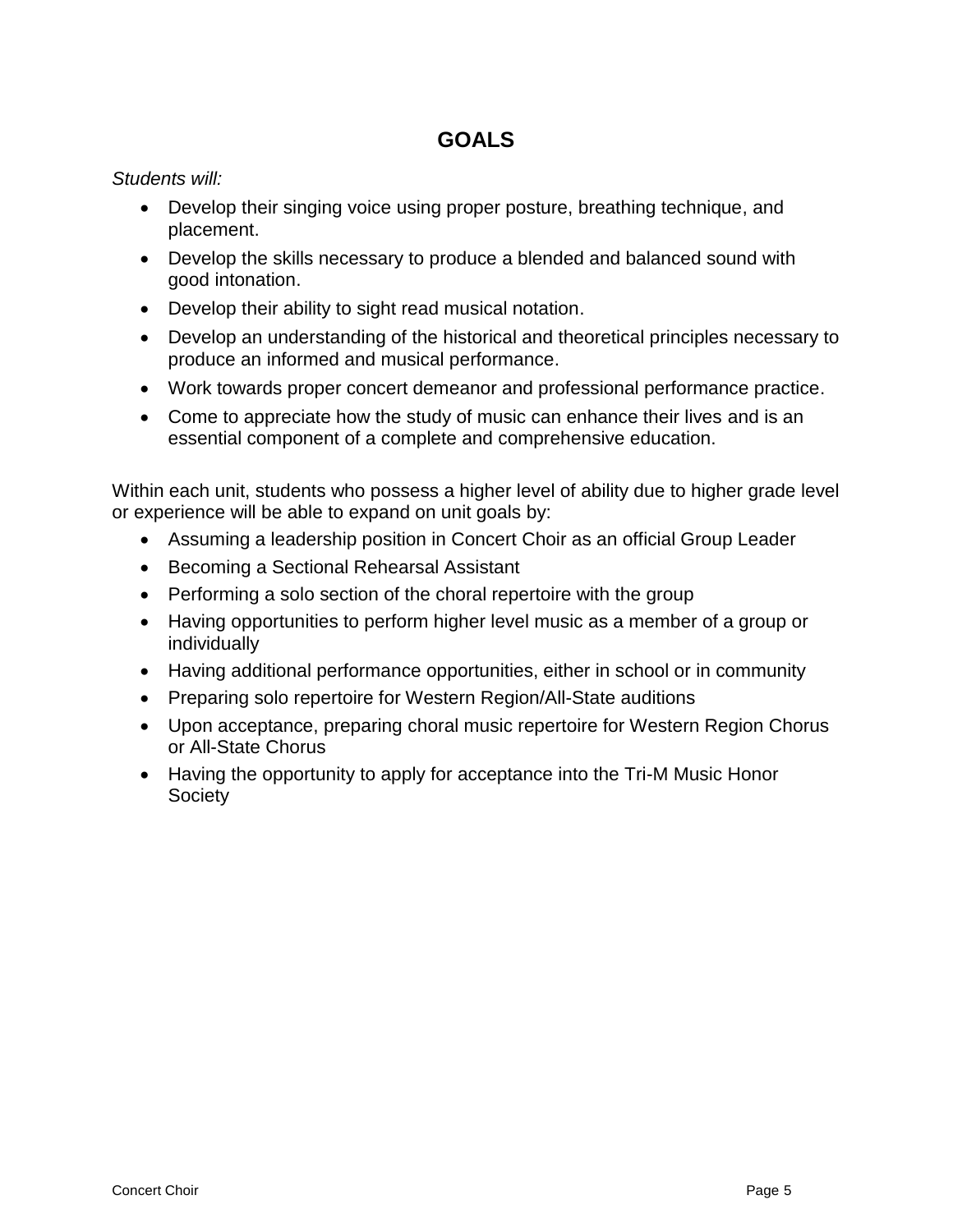## GOALS

*Students will:*

- Develop their singing voice using proper posture, breathing technique, and placement.
- Develop the skills necessary to produce a blended and balanced sound with good intonation.
- Develop their ability to sight read musical notation.
- Develop an understanding of the historical and theoretical principles necessary to produce an informed and musical performance.
- Work towards proper concert demeanor and professional performance practice.
- Come to appreciate how the study of music can enhance their lives and is an essential component of a complete and comprehensive education.

Within each unit, students who possess a higher level of ability due to higher grade level or experience will be able to expand on unit goals by:

- Assuming a leadership position in Concert Choir as an official Group Leader
- Becoming a Sectional Rehearsal Assistant
- Performing a solo section of the choral repertoire with the group
- Having opportunities to perform higher level music as a member of a group or individually
- Having additional performance opportunities, either in school or in community
- Preparing solo repertoire for Western Region/All-State auditions
- Upon acceptance, preparing choral music repertoire for Western Region Chorus or All-State Chorus
- Having the opportunity to apply for acceptance into the Tri-M Music Honor Society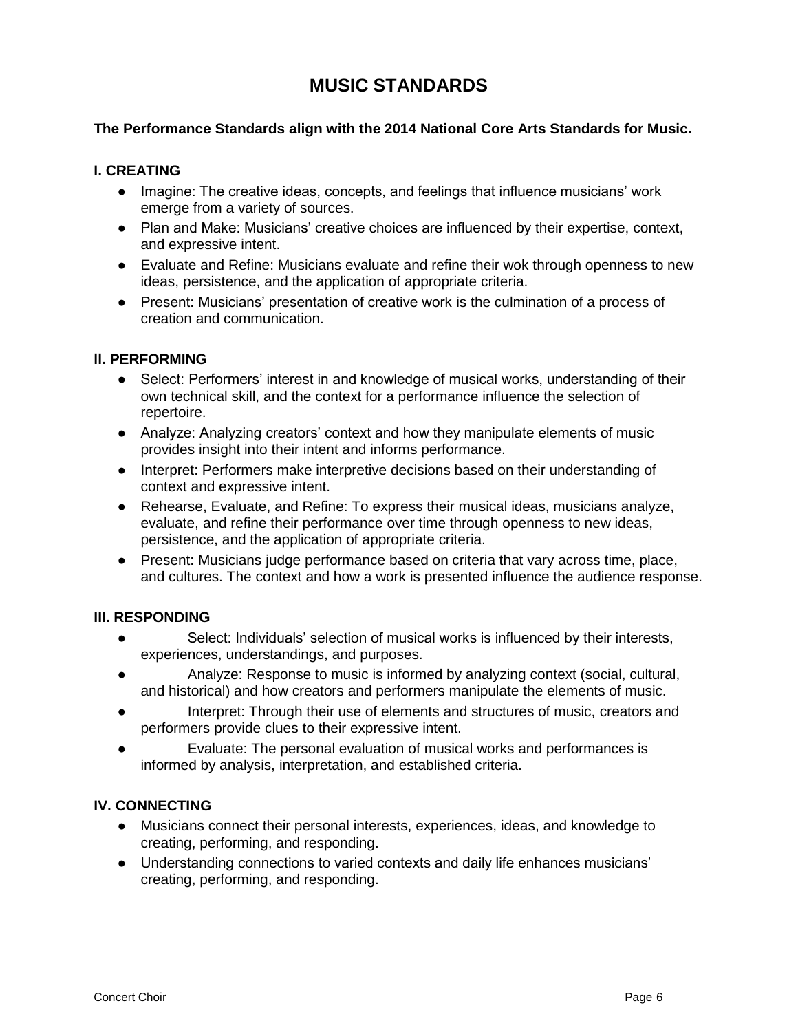# MUSIC STANDARDS

**The Performance Standards align with the 2014 National Core Arts Standards for Music.**

### I. CREATING

- Imagine: The creative ideas, concepts, and feelings that influence musicians' work emerge from a variety of sources.
- Plan and Make: Musicians' creative choices are influenced by their expertise, context, and expressive intent.
- Evaluate and Refine: Musicians evaluate and refine their wok through openness to new ideas, persistence, and the application of appropriate criteria.
- Present: Musicians' presentation of creative work is the culmination of a process of creation and communication.

### II. PERFORMING

- Select: Performers' interest in and knowledge of musical works, understanding of their own technical skill, and the context for a performance influence the selection of repertoire.
- Analyze: Analyzing creators' context and how they manipulate elements of music provides insight into their intent and informs performance.
- Interpret: Performers make interpretive decisions based on their understanding of context and expressive intent.
- Rehearse, Evaluate, and Refine: To express their musical ideas, musicians analyze, evaluate, and refine their performance over time through openness to new ideas, persistence, and the application of appropriate criteria.
- Present: Musicians judge performance based on criteria that vary across time, place, and cultures. The context and how a work is presented influence the audience response.

### III. RESPONDING

- Select: Individuals' selection of musical works is influenced by their interests, experiences, understandings, and purposes.
- Analyze: Response to music is informed by analyzing context (social, cultural, and historical) and how creators and performers manipulate the elements of music.
- Interpret: Through their use of elements and structures of music, creators and performers provide clues to their expressive intent.
- Evaluate: The personal evaluation of musical works and performances is informed by analysis, interpretation, and established criteria.

### IV. CONNECTING

- Musicians connect their personal interests, experiences, ideas, and knowledge to creating, performing, and responding.
- Understanding connections to varied contexts and daily life enhances musicians' creating, performing, and responding.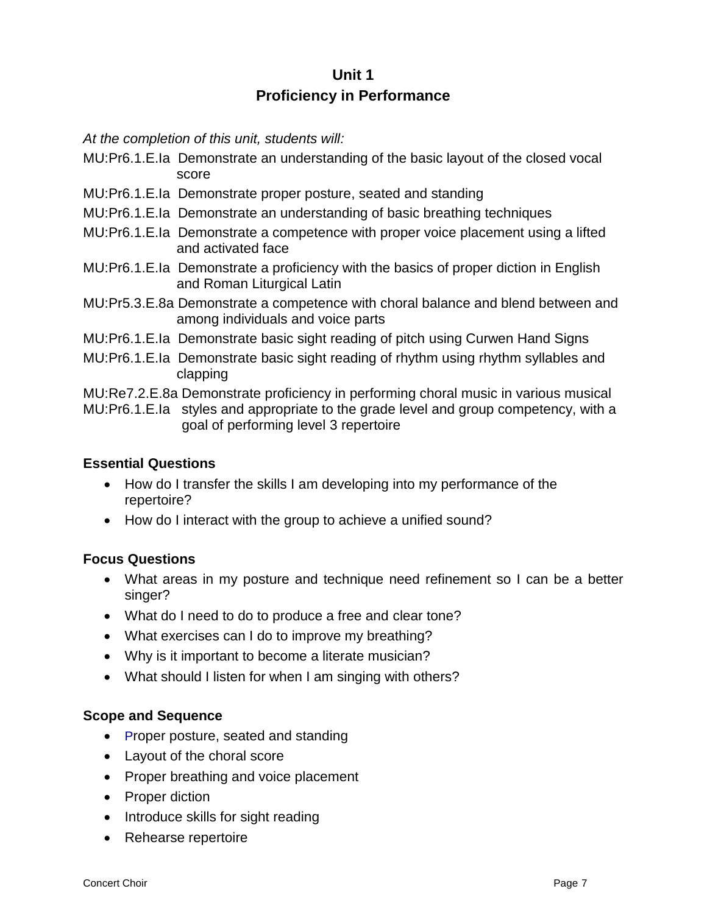# Unit 1
## Proficiency in Performance

*At the completion of this unit, students will:*

MU:Pr6.1.E.Ia Demonstrate an understanding of the basic layout of the closed vocal score

MU:Pr6.1.E.Ia Demonstrate proper posture, seated and standing

MU:Pr6.1.E.Ia Demonstrate an understanding of basic breathing techniques

MU:Pr6.1.E.Ia Demonstrate a competence with proper voice placement using a lifted and activated face

MU:Pr6.1.E.Ia Demonstrate a proficiency with the basics of proper diction in English and Roman Liturgical Latin

MU:Pr5.3.E.8a Demonstrate a competence with choral balance and blend between and among individuals and voice parts

MU:Pr6.1.E.Ia Demonstrate basic sight reading of pitch using Curwen Hand Signs

MU:Pr6.1.E.Ia Demonstrate basic sight reading of rhythm using rhythm syllables and clapping

MU:Re7.2.E.8a
MU:Pr6.1.E.Ia Demonstrate proficiency in performing choral music in various musical styles and appropriate to the grade level and group competency, with a goal of performing level 3 repertoire

**Essential Questions**

- How do I transfer the skills I am developing into my performance of the repertoire?
- How do I interact with the group to achieve a unified sound?

**Focus Questions**

- What areas in my posture and technique need refinement so I can be a better singer?
- What do I need to do to produce a free and clear tone?
- What exercises can I do to improve my breathing?
- Why is it important to become a literate musician?
- What should I listen for when I am singing with others?

**Scope and Sequence**

- Proper posture, seated and standing
- Layout of the choral score
- Proper breathing and voice placement
- Proper diction
- Introduce skills for sight reading
- Rehearse repertoire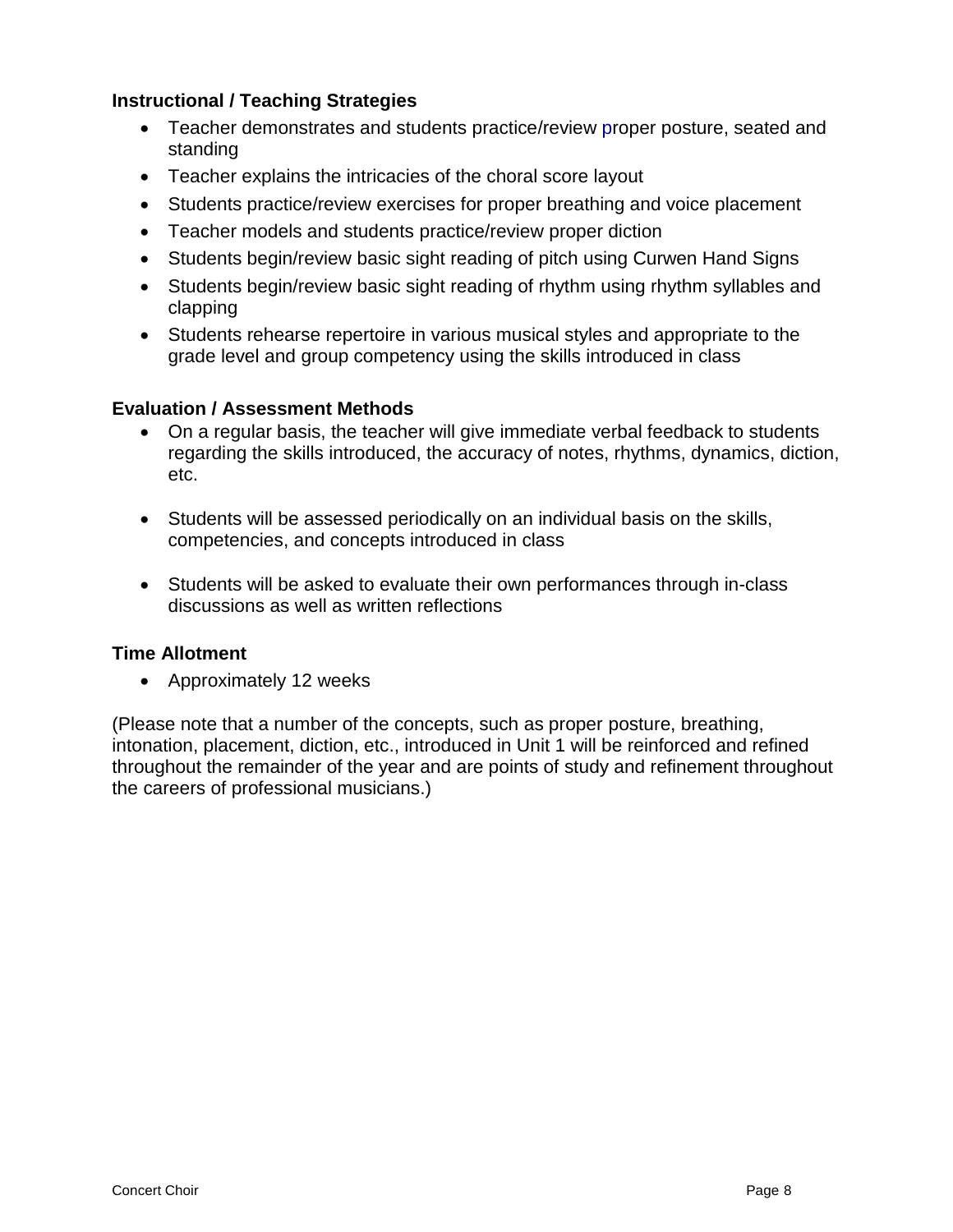**Instructional / Teaching Strategies**

- Teacher demonstrates and students practice/review proper posture, seated and standing
- Teacher explains the intricacies of the choral score layout
- Students practice/review exercises for proper breathing and voice placement
- Teacher models and students practice/review proper diction
- Students begin/review basic sight reading of pitch using Curwen Hand Signs
- Students begin/review basic sight reading of rhythm using rhythm syllables and clapping
- Students rehearse repertoire in various musical styles and appropriate to the grade level and group competency using the skills introduced in class

**Evaluation / Assessment Methods**

- On a regular basis, the teacher will give immediate verbal feedback to students regarding the skills introduced, the accuracy of notes, rhythms, dynamics, diction, etc.

- Students will be assessed periodically on an individual basis on the skills, competencies, and concepts introduced in class

- Students will be asked to evaluate their own performances through in-class discussions as well as written reflections

**Time Allotment**

- Approximately 12 weeks

(Please note that a number of the concepts, such as proper posture, breathing, intonation, placement, diction, etc., introduced in Unit 1 will be reinforced and refined throughout the remainder of the year and are points of study and refinement throughout the careers of professional musicians.)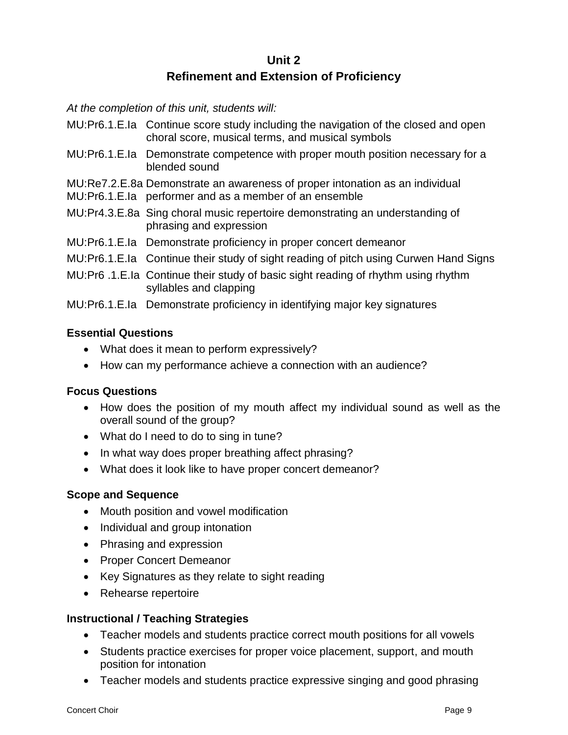# Unit 2
## Refinement and Extension of Proficiency

*At the completion of this unit, students will:*

MU:Pr6.1.E.Ia Continue score study including the navigation of the closed and open choral score, musical terms, and musical symbols

MU:Pr6.1.E.Ia Demonstrate competence with proper mouth position necessary for a blended sound

MU:Re7.2.E.8a Demonstrate an awareness of proper intonation as an individual
MU:Pr6.1.E.Ia performer and as a member of an ensemble

MU:Pr4.3.E.8a Sing choral music repertoire demonstrating an understanding of phrasing and expression

MU:Pr6.1.E.Ia Demonstrate proficiency in proper concert demeanor

MU:Pr6.1.E.Ia Continue their study of sight reading of pitch using Curwen Hand Signs

MU:Pr6 .1.E.Ia Continue their study of basic sight reading of rhythm using rhythm syllables and clapping

MU:Pr6.1.E.Ia Demonstrate proficiency in identifying major key signatures

**Essential Questions**

- What does it mean to perform expressively?
- How can my performance achieve a connection with an audience?

**Focus Questions**

- How does the position of my mouth affect my individual sound as well as the overall sound of the group?
- What do I need to do to sing in tune?
- In what way does proper breathing affect phrasing?
- What does it look like to have proper concert demeanor?

**Scope and Sequence**

- Mouth position and vowel modification
- Individual and group intonation
- Phrasing and expression
- Proper Concert Demeanor
- Key Signatures as they relate to sight reading
- Rehearse repertoire

**Instructional / Teaching Strategies**

- Teacher models and students practice correct mouth positions for all vowels
- Students practice exercises for proper voice placement, support, and mouth position for intonation
- Teacher models and students practice expressive singing and good phrasing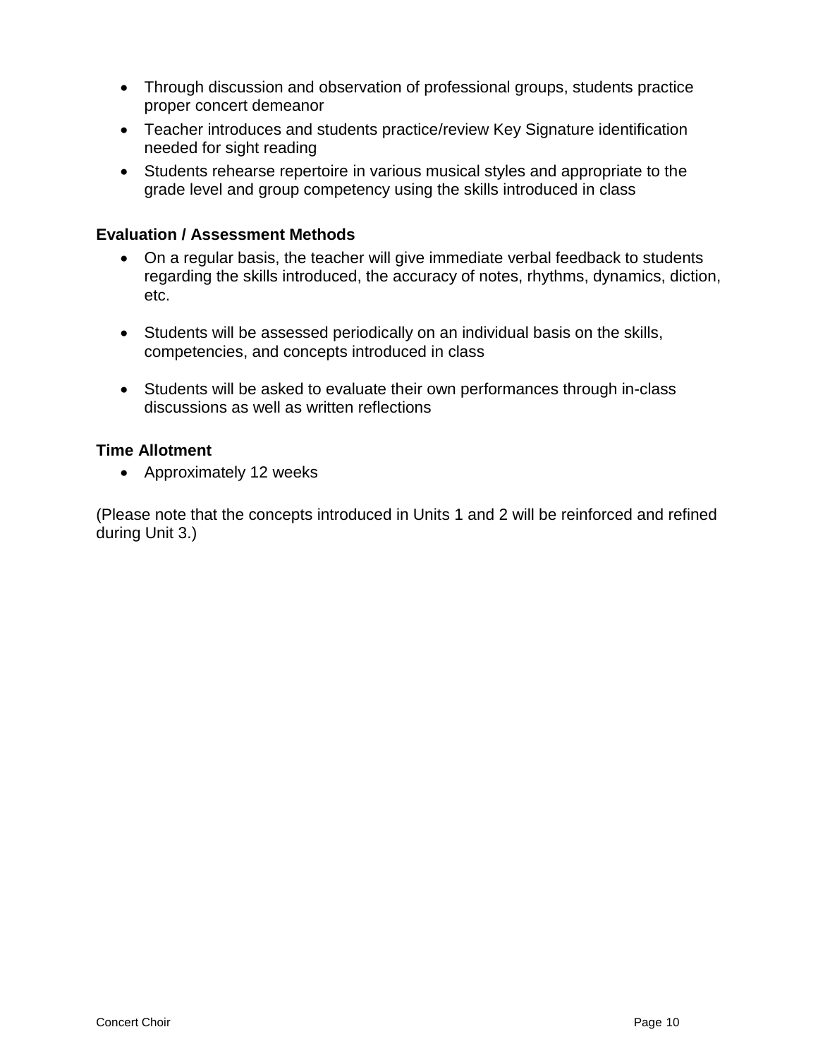- Through discussion and observation of professional groups, students practice proper concert demeanor
- Teacher introduces and students practice/review Key Signature identification needed for sight reading
- Students rehearse repertoire in various musical styles and appropriate to the grade level and group competency using the skills introduced in class

**Evaluation / Assessment Methods**

- On a regular basis, the teacher will give immediate verbal feedback to students regarding the skills introduced, the accuracy of notes, rhythms, dynamics, diction, etc.
- Students will be assessed periodically on an individual basis on the skills, competencies, and concepts introduced in class
- Students will be asked to evaluate their own performances through in-class discussions as well as written reflections

**Time Allotment**

- Approximately 12 weeks

(Please note that the concepts introduced in Units 1 and 2 will be reinforced and refined during Unit 3.)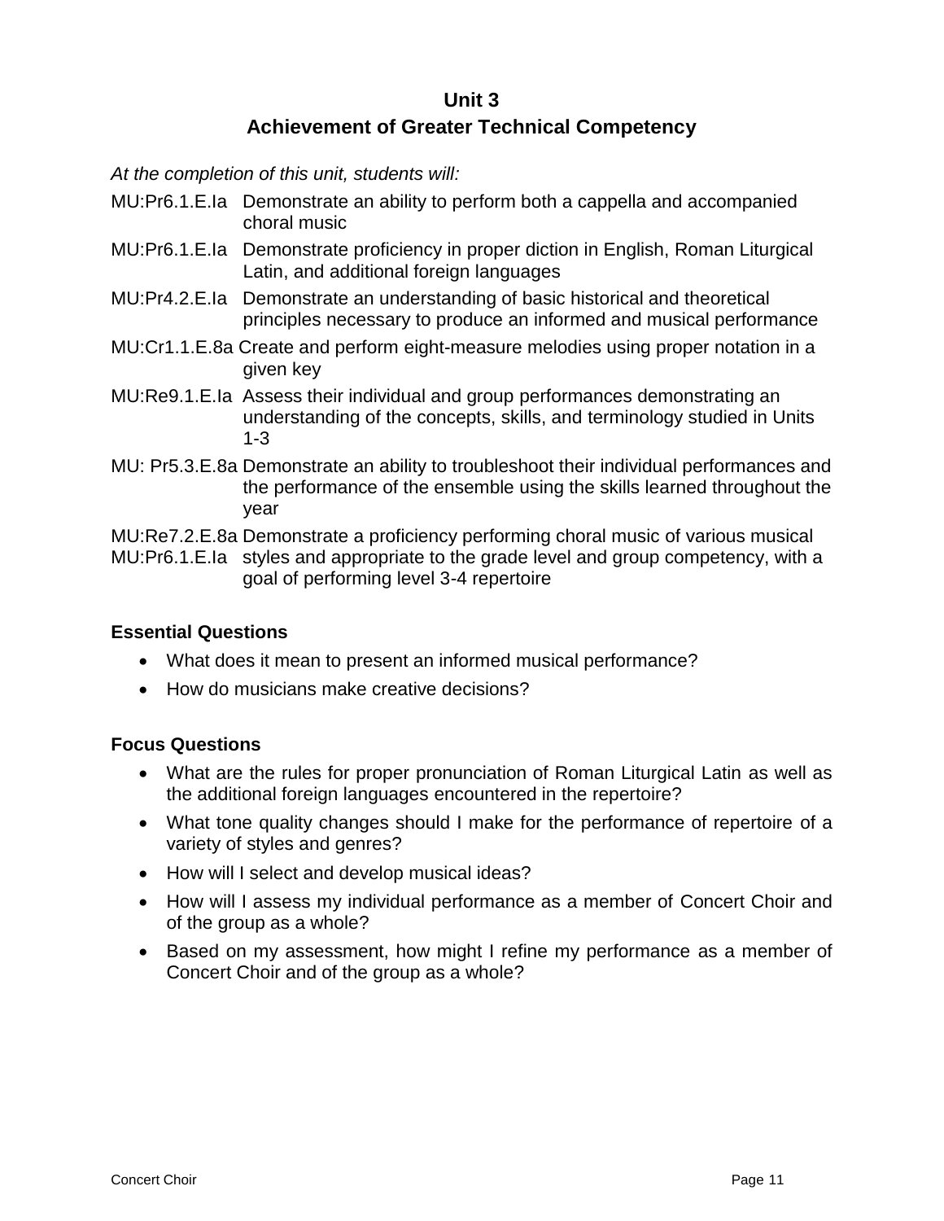# Unit 3
## Achievement of Greater Technical Competency

*At the completion of this unit, students will:*

MU:Pr6.1.E.Ia Demonstrate an ability to perform both a cappella and accompanied choral music

MU:Pr6.1.E.Ia Demonstrate proficiency in proper diction in English, Roman Liturgical Latin, and additional foreign languages

MU:Pr4.2.E.Ia Demonstrate an understanding of basic historical and theoretical principles necessary to produce an informed and musical performance

MU:Cr1.1.E.8a Create and perform eight-measure melodies using proper notation in a given key

MU:Re9.1.E.Ia Assess their individual and group performances demonstrating an understanding of the concepts, skills, and terminology studied in Units 1-3

MU: Pr5.3.E.8a Demonstrate an ability to troubleshoot their individual performances and the performance of the ensemble using the skills learned throughout the year

MU:Re7.2.E.8a
MU:Pr6.1.E.Ia Demonstrate a proficiency performing choral music of various musical styles and appropriate to the grade level and group competency, with a goal of performing level 3-4 repertoire

### Essential Questions

- What does it mean to present an informed musical performance?
- How do musicians make creative decisions?

### Focus Questions

- What are the rules for proper pronunciation of Roman Liturgical Latin as well as the additional foreign languages encountered in the repertoire?
- What tone quality changes should I make for the performance of repertoire of a variety of styles and genres?
- How will I select and develop musical ideas?
- How will I assess my individual performance as a member of Concert Choir and of the group as a whole?
- Based on my assessment, how might I refine my performance as a member of Concert Choir and of the group as a whole?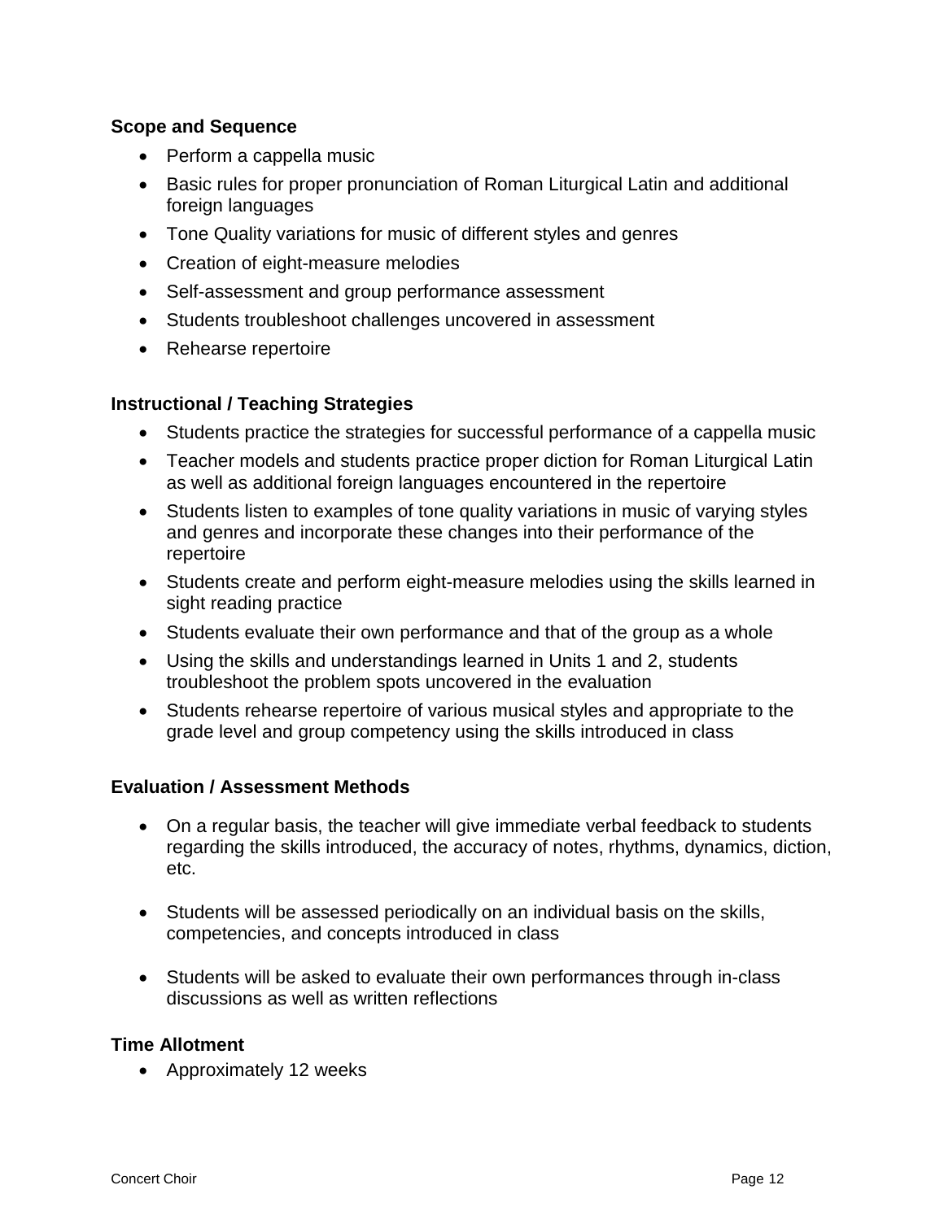**Scope and Sequence**

- Perform a cappella music
- Basic rules for proper pronunciation of Roman Liturgical Latin and additional foreign languages
- Tone Quality variations for music of different styles and genres
- Creation of eight-measure melodies
- Self-assessment and group performance assessment
- Students troubleshoot challenges uncovered in assessment
- Rehearse repertoire

**Instructional / Teaching Strategies**

- Students practice the strategies for successful performance of a cappella music
- Teacher models and students practice proper diction for Roman Liturgical Latin as well as additional foreign languages encountered in the repertoire
- Students listen to examples of tone quality variations in music of varying styles and genres and incorporate these changes into their performance of the repertoire
- Students create and perform eight-measure melodies using the skills learned in sight reading practice
- Students evaluate their own performance and that of the group as a whole
- Using the skills and understandings learned in Units 1 and 2, students troubleshoot the problem spots uncovered in the evaluation
- Students rehearse repertoire of various musical styles and appropriate to the grade level and group competency using the skills introduced in class

**Evaluation / Assessment Methods**

- On a regular basis, the teacher will give immediate verbal feedback to students regarding the skills introduced, the accuracy of notes, rhythms, dynamics, diction, etc.
- Students will be assessed periodically on an individual basis on the skills, competencies, and concepts introduced in class
- Students will be asked to evaluate their own performances through in-class discussions as well as written reflections

**Time Allotment**

- Approximately 12 weeks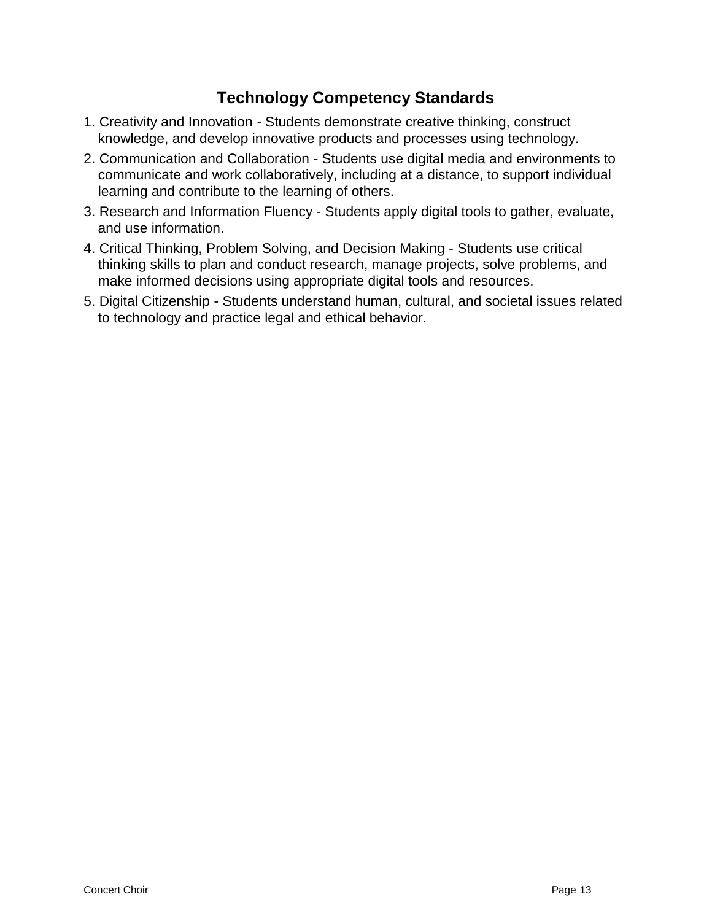## Technology Competency Standards

1. Creativity and Innovation - Students demonstrate creative thinking, construct knowledge, and develop innovative products and processes using technology.
2. Communication and Collaboration - Students use digital media and environments to communicate and work collaboratively, including at a distance, to support individual learning and contribute to the learning of others.
3. Research and Information Fluency - Students apply digital tools to gather, evaluate, and use information.
4. Critical Thinking, Problem Solving, and Decision Making - Students use critical thinking skills to plan and conduct research, manage projects, solve problems, and make informed decisions using appropriate digital tools and resources.
5. Digital Citizenship - Students understand human, cultural, and societal issues related to technology and practice legal and ethical behavior.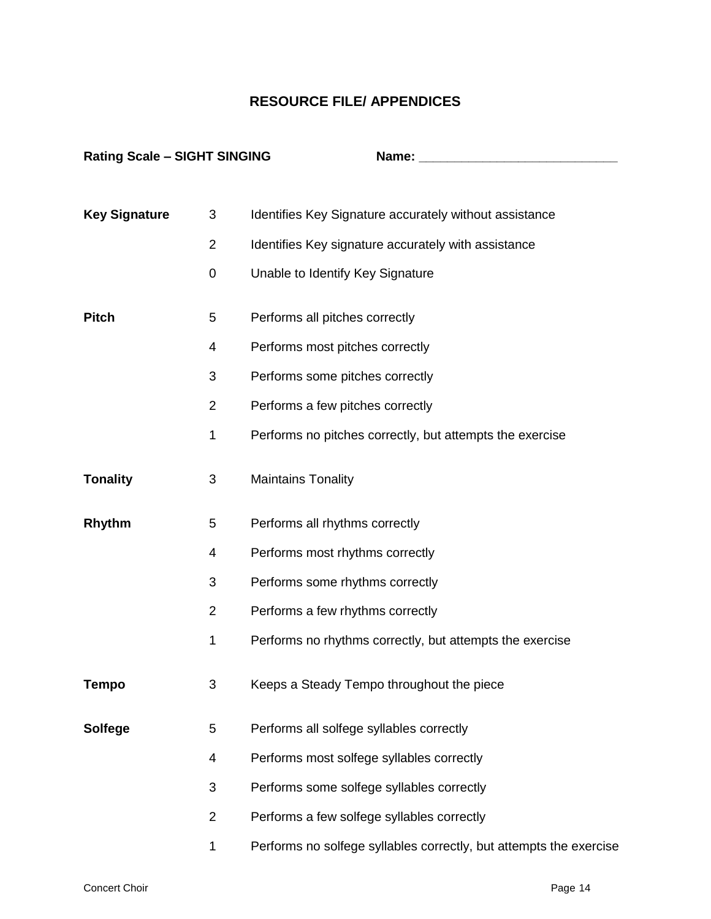## RESOURCE FILE/ APPENDICES

**Rating Scale – SIGHT SINGING** **Name: ____________________________**

| | | |
|---|---|---|
| **Key Signature** | 3 | Identifies Key Signature accurately without assistance |
| | 2 | Identifies Key signature accurately with assistance |
| | 0 | Unable to Identify Key Signature |
| **Pitch** | 5 | Performs all pitches correctly |
| | 4 | Performs most pitches correctly |
| | 3 | Performs some pitches correctly |
| | 2 | Performs a few pitches correctly |
| | 1 | Performs no pitches correctly, but attempts the exercise |
| **Tonality** | 3 | Maintains Tonality |
| **Rhythm** | 5 | Performs all rhythms correctly |
| | 4 | Performs most rhythms correctly |
| | 3 | Performs some rhythms correctly |
| | 2 | Performs a few rhythms correctly |
| | 1 | Performs no rhythms correctly, but attempts the exercise |
| **Tempo** | 3 | Keeps a Steady Tempo throughout the piece |
| **Solfege** | 5 | Performs all solfege syllables correctly |
| | 4 | Performs most solfege syllables correctly |
| | 3 | Performs some solfege syllables correctly |
| | 2 | Performs a few solfege syllables correctly |
| | 1 | Performs no solfege syllables correctly, but attempts the exercise |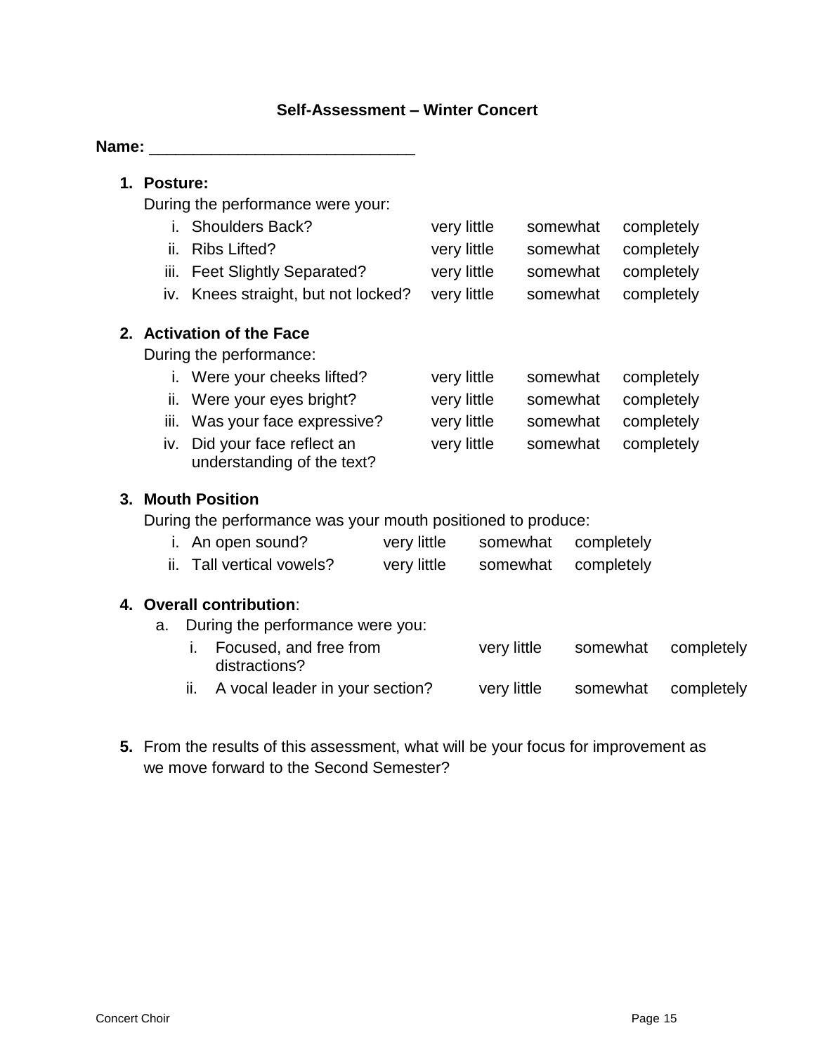**Self-Assessment – Winter Concert**

**Name:** ______________________________

1. **Posture:**

   During the performance were your:

| | | | | |
|---|---|---|---|---|
| i. | Shoulders Back? | very little | somewhat | completely |
| ii. | Ribs Lifted? | very little | somewhat | completely |
| iii. | Feet Slightly Separated? | very little | somewhat | completely |
| iv. | Knees straight, but not locked? | very little | somewhat | completely |

2. **Activation of the Face**

   During the performance:

| | | | | |
|---|---|---|---|---|
| i. | Were your cheeks lifted? | very little | somewhat | completely |
| ii. | Were your eyes bright? | very little | somewhat | completely |
| iii. | Was your face expressive? | very little | somewhat | completely |
| iv. | Did your face reflect an understanding of the text? | very little | somewhat | completely |

3. **Mouth Position**

   During the performance was your mouth positioned to produce:

| | | | | |
|---|---|---|---|---|
| i. | An open sound? | very little | somewhat | completely |
| ii. | Tall vertical vowels? | very little | somewhat | completely |

4. **Overall contribution**:

   a. During the performance were you:

| | | | | |
|---|---|---|---|---|
| i. | Focused, and free from distractions? | very little | somewhat | completely |
| ii. | A vocal leader in your section? | very little | somewhat | completely |

5. From the results of this assessment, what will be your focus for improvement as we move forward to the Second Semester?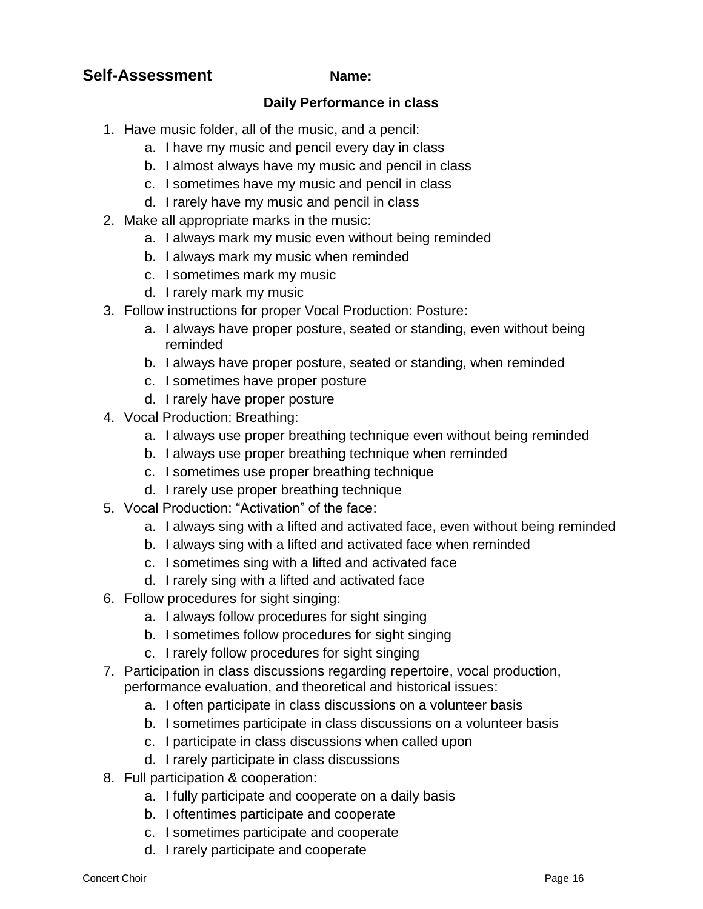## Self-Assessment **Name:**

**Daily Performance in class**

1. Have music folder, all of the music, and a pencil:
    a. I have my music and pencil every day in class
    b. I almost always have my music and pencil in class
    c. I sometimes have my music and pencil in class
    d. I rarely have my music and pencil in class
2. Make all appropriate marks in the music:
    a. I always mark my music even without being reminded
    b. I always mark my music when reminded
    c. I sometimes mark my music
    d. I rarely mark my music
3. Follow instructions for proper Vocal Production: Posture:
    a. I always have proper posture, seated or standing, even without being reminded
    b. I always have proper posture, seated or standing, when reminded
    c. I sometimes have proper posture
    d. I rarely have proper posture
4. Vocal Production: Breathing:
    a. I always use proper breathing technique even without being reminded
    b. I always use proper breathing technique when reminded
    c. I sometimes use proper breathing technique
    d. I rarely use proper breathing technique
5. Vocal Production: “Activation” of the face:
    a. I always sing with a lifted and activated face, even without being reminded
    b. I always sing with a lifted and activated face when reminded
    c. I sometimes sing with a lifted and activated face
    d. I rarely sing with a lifted and activated face
6. Follow procedures for sight singing:
    a. I always follow procedures for sight singing
    b. I sometimes follow procedures for sight singing
    c. I rarely follow procedures for sight singing
7. Participation in class discussions regarding repertoire, vocal production, performance evaluation, and theoretical and historical issues:
    a. I often participate in class discussions on a volunteer basis
    b. I sometimes participate in class discussions on a volunteer basis
    c. I participate in class discussions when called upon
    d. I rarely participate in class discussions
8. Full participation & cooperation:
    a. I fully participate and cooperate on a daily basis
    b. I oftentimes participate and cooperate
    c. I sometimes participate and cooperate
    d. I rarely participate and cooperate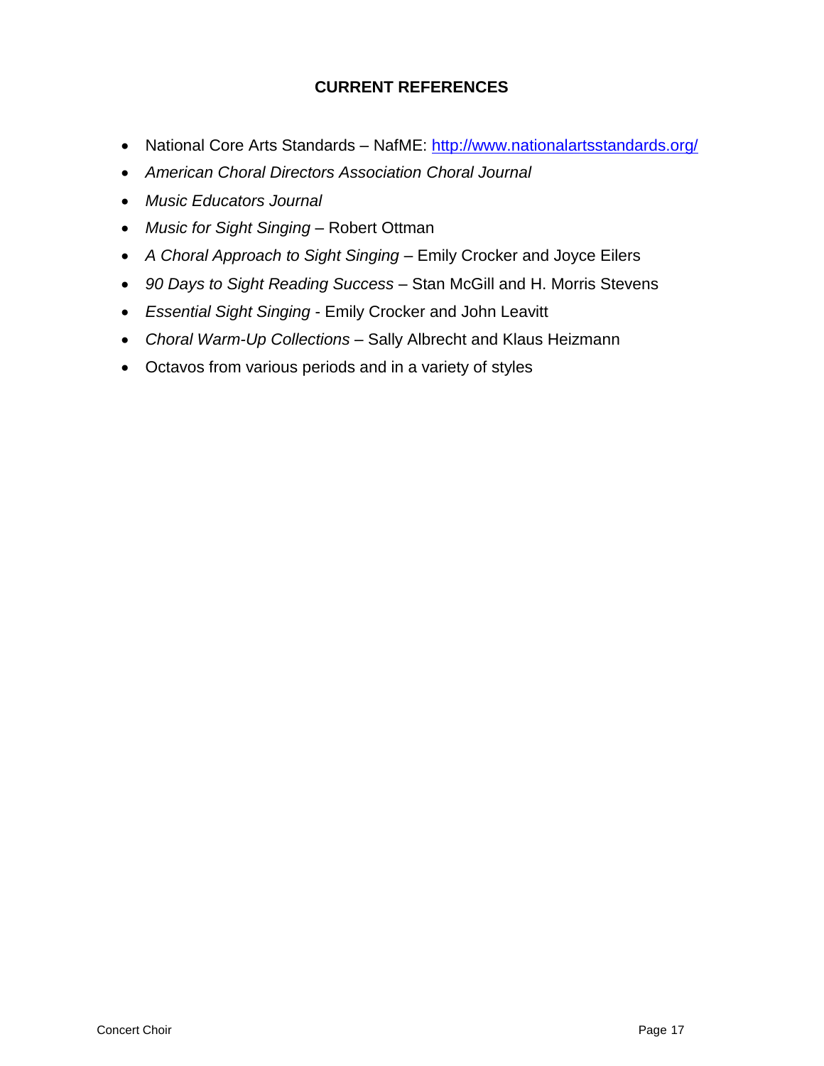## CURRENT REFERENCES

- National Core Arts Standards – NafME: [http://www.nationalartsstandards.org/](http://www.nationalartsstandards.org/)
- *American Choral Directors Association Choral Journal*
- *Music Educators Journal*
- *Music for Sight Singing* – Robert Ottman
- *A Choral Approach to Sight Singing* – Emily Crocker and Joyce Eilers
- *90 Days to Sight Reading Success* – Stan McGill and H. Morris Stevens
- *Essential Sight Singing* - Emily Crocker and John Leavitt
- *Choral Warm-Up Collections* – Sally Albrecht and Klaus Heizmann
- Octavos from various periods and in a variety of styles